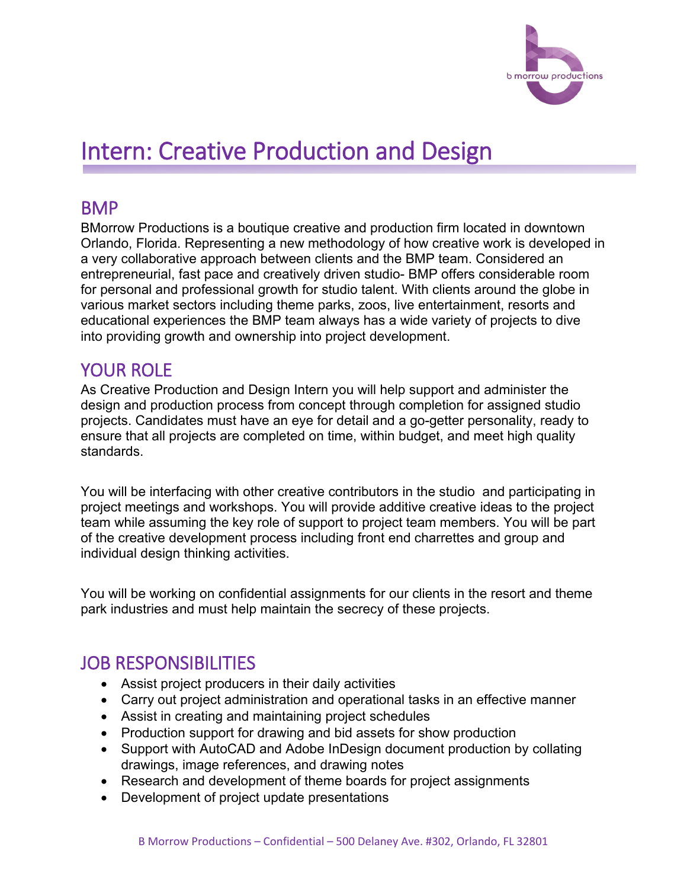# Intern: Creative Production and Design

## BMP

BMorrow Productions is a boutique creative and production firm located in downtown Orlando, Florida. Representing a new methodology of how creative work is developed in a very collaborative approach between clients and the BMP team. Considered an entrepreneurial, fast pace and creatively driven studio- BMP offers considerable room for personal and professional growth for studio talent. With clients around the globe in various market sectors including theme parks, zoos, live entertainment, resorts and educational experiences the BMP team always has a wide variety of projects to dive into providing growth and ownership into project development.

## YOUR ROLE

As Creative Production and Design Intern you will help support and administer the design and production process from concept through completion for assigned studio projects. Candidates must have an eye for detail and a go-getter personality, ready to ensure that all projects are completed on time, within budget, and meet high quality standards.

You will be interfacing with other creative contributors in the studio and participating in project meetings and workshops. You will provide additive creative ideas to the project team while assuming the key role of support to project team members. You will be part of the creative development process including front end charrettes and group and individual design thinking activities.

You will be working on confidential assignments for our clients in the resort and theme park industries and must help maintain the secrecy of these projects.

## JOB RESPONSIBILITIES

- Assist project producers in their daily activities
- Carry out project administration and operational tasks in an effective manner
- Assist in creating and maintaining project schedules
- Production support for drawing and bid assets for show production
- Support with AutoCAD and Adobe InDesign document production by collating drawings, image references, and drawing notes
- Research and development of theme boards for project assignments
- Development of project update presentations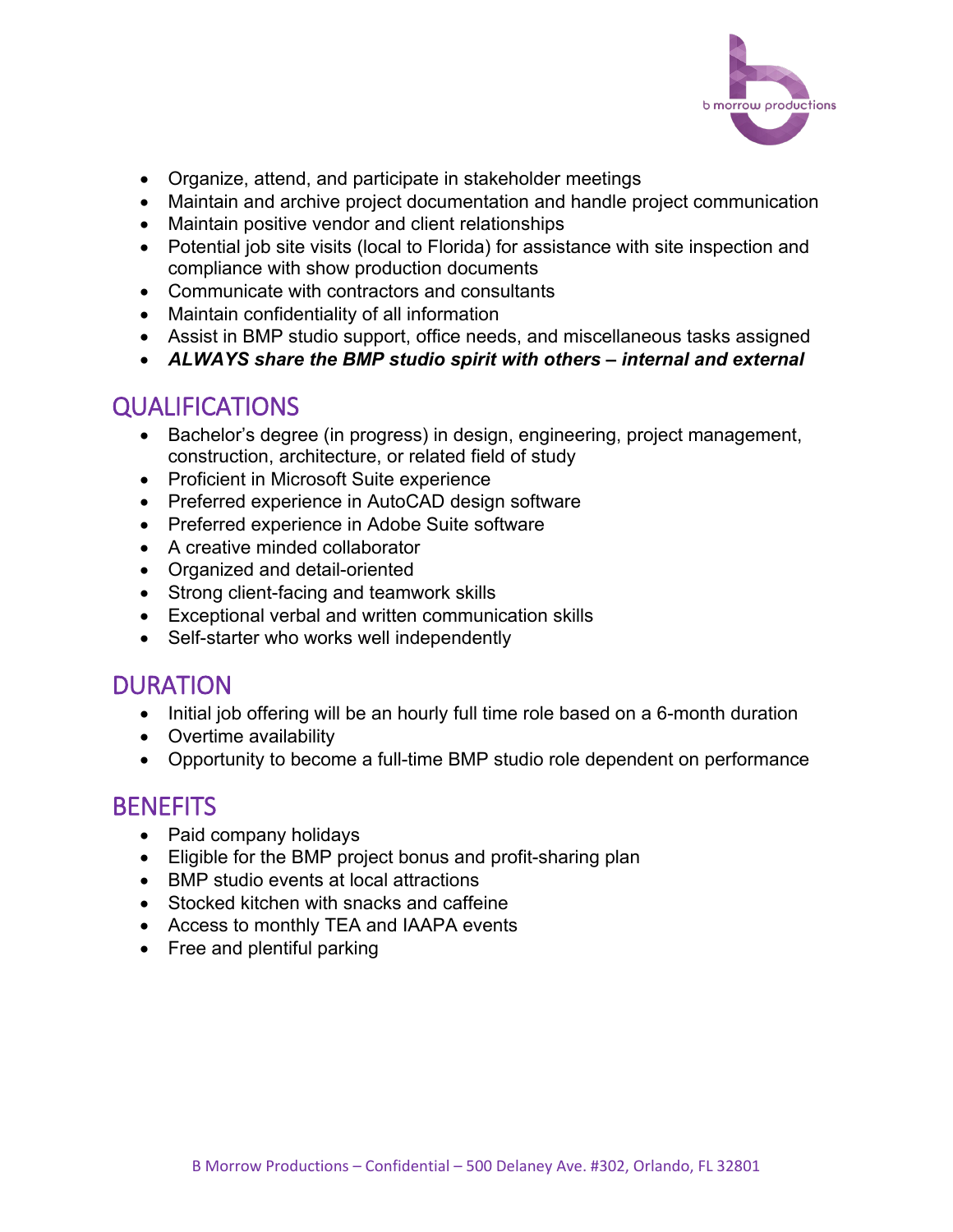- Organize, attend, and participate in stakeholder meetings
- Maintain and archive project documentation and handle project communication
- Maintain positive vendor and client relationships
- Potential job site visits (local to Florida) for assistance with site inspection and compliance with show production documents
- Communicate with contractors and consultants
- Maintain confidentiality of all information
- Assist in BMP studio support, office needs, and miscellaneous tasks assigned
- ***ALWAYS share the BMP studio spirit with others – internal and external***

## QUALIFICATIONS

- Bachelor's degree (in progress) in design, engineering, project management, construction, architecture, or related field of study
- Proficient in Microsoft Suite experience
- Preferred experience in AutoCAD design software
- Preferred experience in Adobe Suite software
- A creative minded collaborator
- Organized and detail-oriented
- Strong client-facing and teamwork skills
- Exceptional verbal and written communication skills
- Self-starter who works well independently

## DURATION

- Initial job offering will be an hourly full time role based on a 6-month duration
- Overtime availability
- Opportunity to become a full-time BMP studio role dependent on performance

## BENEFITS

- Paid company holidays
- Eligible for the BMP project bonus and profit-sharing plan
- BMP studio events at local attractions
- Stocked kitchen with snacks and caffeine
- Access to monthly TEA and IAAPA events
- Free and plentiful parking